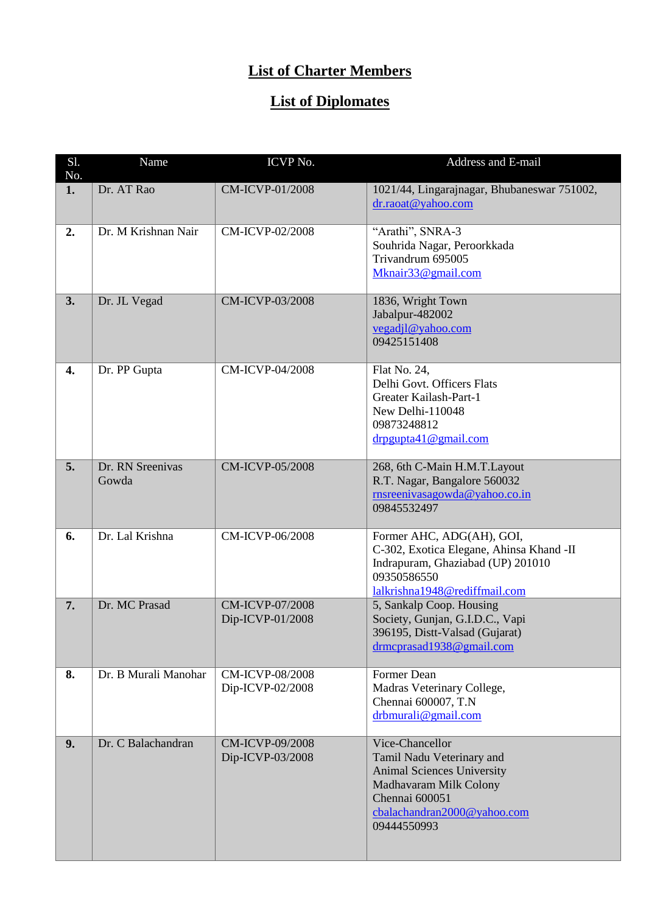# List of Charter Members

# List of Diplomates

| Sl. No. | Name | ICVP No. | Address and E-mail |
|---|---|---|---|
| **1.** | Dr. AT Rao | CM-ICVP-01/2008 | 1021/44, Lingarajnagar, Bhubaneswar 751002, dr.raoat@yahoo.com |
| **2.** | Dr. M Krishnan Nair | CM-ICVP-02/2008 | "Arathi", SNRA-3 Souhrida Nagar, Peroorkkada Trivandrum 695005 Mknair33@gmail.com |
| **3.** | Dr. JL Vegad | CM-ICVP-03/2008 | 1836, Wright Town Jabalpur-482002 vegadjl@yahoo.com 09425151408 |
| **4.** | Dr. PP Gupta | CM-ICVP-04/2008 | Flat No. 24, Delhi Govt. Officers Flats Greater Kailash-Part-1 New Delhi-110048 09873248812 drpgupta41@gmail.com |
| **5.** | Dr. RN Sreenivas Gowda | CM-ICVP-05/2008 | 268, 6th C-Main H.M.T.Layout R.T. Nagar, Bangalore 560032 rnsreenivasagowda@yahoo.co.in 09845532497 |
| **6.** | Dr. Lal Krishna | CM-ICVP-06/2008 | Former AHC, ADG(AH), GOI, C-302, Exotica Elegane, Ahinsa Khand -II Indrapuram, Ghaziabad (UP) 201010 09350586550 lalkrishna1948@rediffmail.com |
| **7.** | Dr. MC Prasad | CM-ICVP-07/2008 Dip-ICVP-01/2008 | 5, Sankalp Coop. Housing Society, Gunjan, G.I.D.C., Vapi 396195, Distt-Valsad (Gujarat) drmcprasad1938@gmail.com |
| **8.** | Dr. B Murali Manohar | CM-ICVP-08/2008 Dip-ICVP-02/2008 | Former Dean Madras Veterinary College, Chennai 600007, T.N drbmurali@gmail.com |
| **9.** | Dr. C Balachandran | CM-ICVP-09/2008 Dip-ICVP-03/2008 | Vice-Chancellor Tamil Nadu Veterinary and Animal Sciences University Madhavaram Milk Colony Chennai 600051 cbalachandran2000@yahoo.com 09444550993 |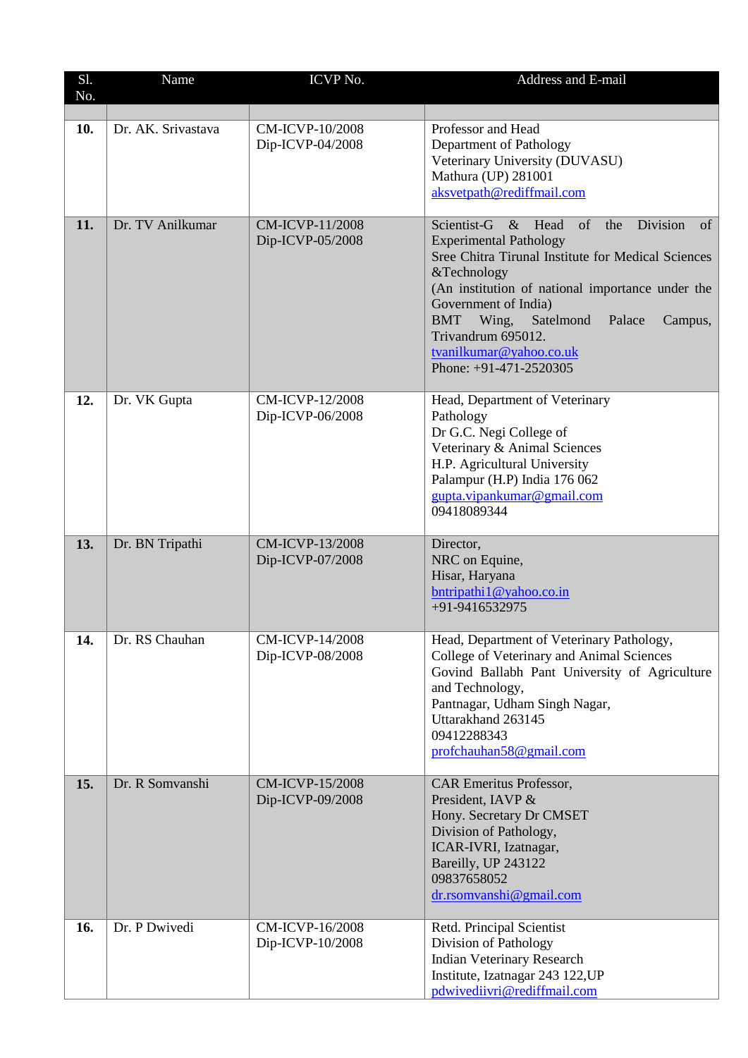| Sl. No. | Name | ICVP No. | Address and E-mail |
|---|---|---|---|
| | | | |
| **10.** | Dr. AK. Srivastava | CM-ICVP-10/2008<br>Dip-ICVP-04/2008 | Professor and Head<br>Department of Pathology<br>Veterinary University (DUVASU)<br>Mathura (UP) 281001<br>aksvetpath@rediffmail.com |
| **11.** | Dr. TV Anilkumar | CM-ICVP-11/2008<br>Dip-ICVP-05/2008 | Scientist-G & Head of the Division of Experimental Pathology<br>Sree Chitra Tirunal Institute for Medical Sciences &Technology<br>(An institution of national importance under the Government of India)<br>BMT Wing, Satelmond Palace Campus, Trivandrum 695012.<br>tvanilkumar@yahoo.co.uk<br>Phone: +91-471-2520305 |
| **12.** | Dr. VK Gupta | CM-ICVP-12/2008<br>Dip-ICVP-06/2008 | Head, Department of Veterinary Pathology<br>Dr G.C. Negi College of Veterinary & Animal Sciences<br>H.P. Agricultural University<br>Palampur (H.P) India 176 062<br>gupta.vipankumar@gmail.com<br>09418089344 |
| **13.** | Dr. BN Tripathi | CM-ICVP-13/2008<br>Dip-ICVP-07/2008 | Director,<br>NRC on Equine,<br>Hisar, Haryana<br>bntripathi1@yahoo.co.in<br>+91-9416532975 |
| **14.** | Dr. RS Chauhan | CM-ICVP-14/2008<br>Dip-ICVP-08/2008 | Head, Department of Veterinary Pathology,<br>College of Veterinary and Animal Sciences<br>Govind Ballabh Pant University of Agriculture and Technology,<br>Pantnagar, Udham Singh Nagar,<br>Uttarakhand 263145<br>09412288343<br>profchauhan58@gmail.com |
| **15.** | Dr. R Somvanshi | CM-ICVP-15/2008<br>Dip-ICVP-09/2008 | CAR Emeritus Professor,<br>President, IAVP &<br>Hony. Secretary Dr CMSET<br>Division of Pathology,<br>ICAR-IVRI, Izatnagar,<br>Bareilly, UP 243122<br>09837658052<br>dr.rsomvanshi@gmail.com |
| **16.** | Dr. P Dwivedi | CM-ICVP-16/2008<br>Dip-ICVP-10/2008 | Retd. Principal Scientist<br>Division of Pathology<br>Indian Veterinary Research Institute, Izatnagar 243 122,UP<br>pdwivediivri@rediffmail.com |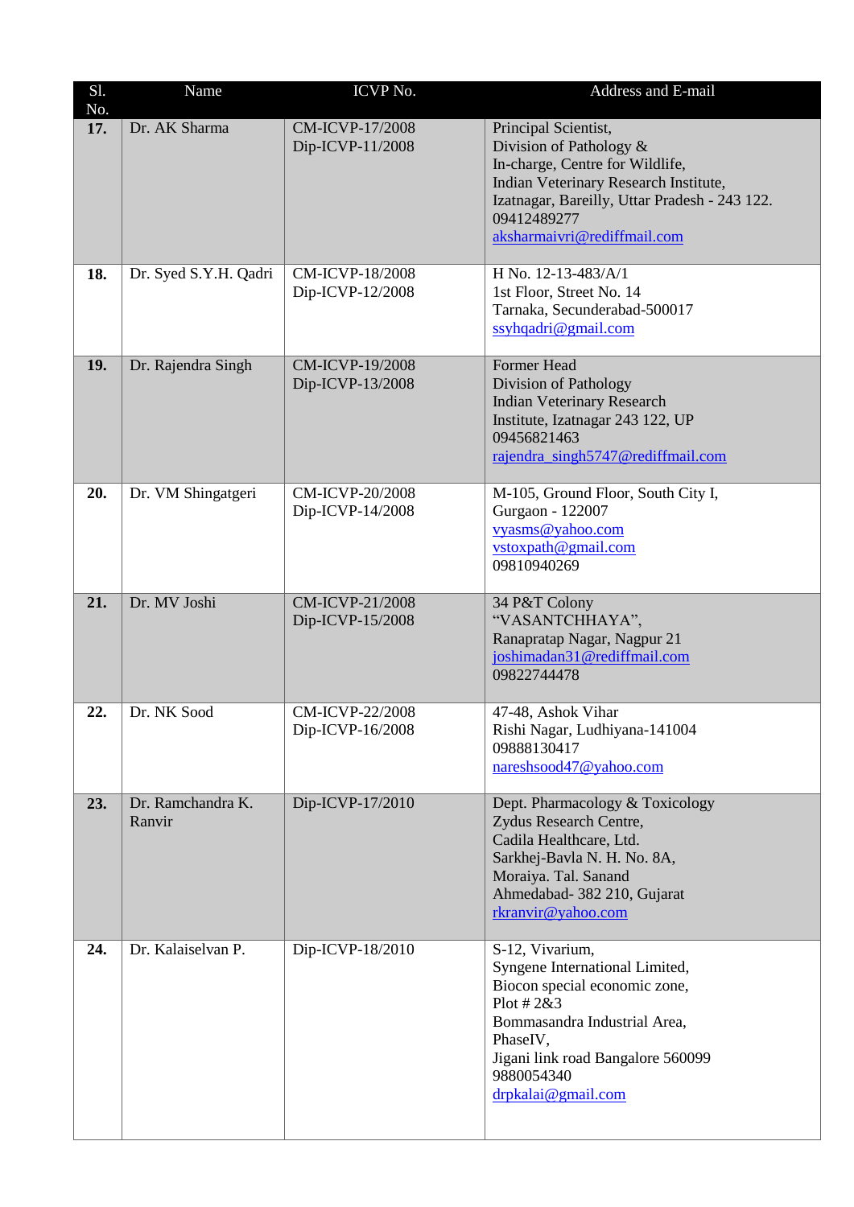| Sl. No. | Name | ICVP No. | Address and E-mail |
|---|---|---|---|
| **17.** | Dr. AK Sharma | CM-ICVP-17/2008<br>Dip-ICVP-11/2008 | Principal Scientist,<br>Division of Pathology &<br>In-charge, Centre for Wildlife,<br>Indian Veterinary Research Institute,<br>Izatnagar, Bareilly, Uttar Pradesh - 243 122.<br>09412489277<br>aksharmaivri@rediffmail.com |
| **18.** | Dr. Syed S.Y.H. Qadri | CM-ICVP-18/2008<br>Dip-ICVP-12/2008 | H No. 12-13-483/A/1<br>1st Floor, Street No. 14<br>Tarnaka, Secunderabad-500017<br>ssyhqadri@gmail.com |
| **19.** | Dr. Rajendra Singh | CM-ICVP-19/2008<br>Dip-ICVP-13/2008 | Former Head<br>Division of Pathology<br>Indian Veterinary Research<br>Institute, Izatnagar 243 122, UP<br>09456821463<br>rajendra_singh5747@rediffmail.com |
| **20.** | Dr. VM Shingatgeri | CM-ICVP-20/2008<br>Dip-ICVP-14/2008 | M-105, Ground Floor, South City I,<br>Gurgaon - 122007<br>vyasms@yahoo.com<br>vstoxpath@gmail.com<br>09810940269 |
| **21.** | Dr. MV Joshi | CM-ICVP-21/2008<br>Dip-ICVP-15/2008 | 34 P&T Colony<br>"VASANTCHHAYA",<br>Ranapratap Nagar, Nagpur 21<br>joshimadan31@rediffmail.com<br>09822744478 |
| **22.** | Dr. NK Sood | CM-ICVP-22/2008<br>Dip-ICVP-16/2008 | 47-48, Ashok Vihar<br>Rishi Nagar, Ludhiyana-141004<br>09888130417<br>nareshsood47@yahoo.com |
| **23.** | Dr. Ramchandra K. Ranvir | Dip-ICVP-17/2010 | Dept. Pharmacology & Toxicology<br>Zydus Research Centre,<br>Cadila Healthcare, Ltd.<br>Sarkhej-Bavla N. H. No. 8A,<br>Moraiya. Tal. Sanand<br>Ahmedabad- 382 210, Gujarat<br>rkranvir@yahoo.com |
| **24.** | Dr. Kalaiselvan P. | Dip-ICVP-18/2010 | S-12, Vivarium,<br>Syngene International Limited,<br>Biocon special economic zone,<br>Plot # 2&3<br>Bommasandra Industrial Area,<br>PhaseIV,<br>Jigani link road Bangalore 560099<br>9880054340<br>drpkalai@gmail.com |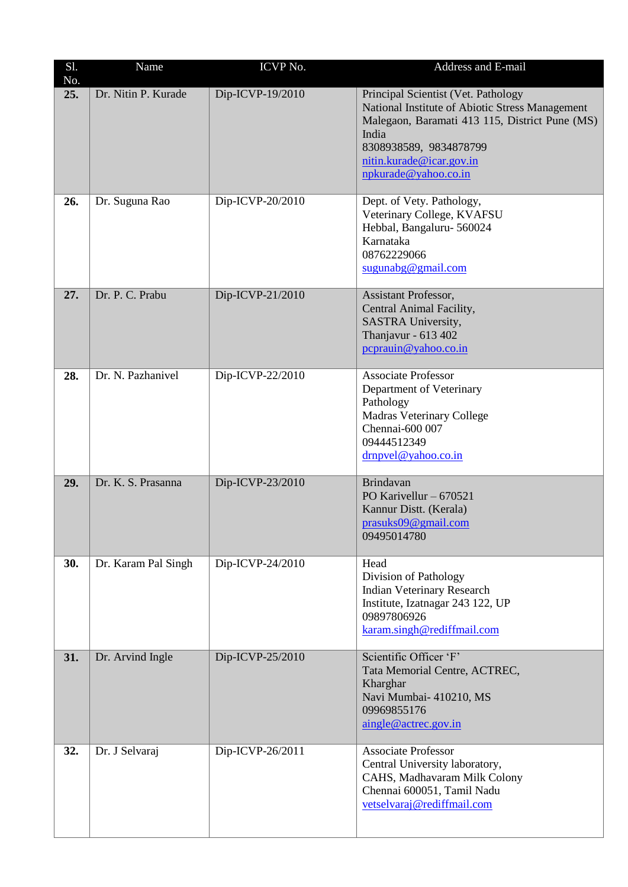| Sl. No. | Name | ICVP No. | Address and E-mail |
|---|---|---|---|
| **25.** | Dr. Nitin P. Kurade | Dip-ICVP-19/2010 | Principal Scientist (Vet. Pathology<br>National Institute of Abiotic Stress Management<br>Malegaon, Baramati 413 115, District Pune (MS)<br>India<br>8308938589, 9834878799<br>nitin.kurade@icar.gov.in<br>npkurade@yahoo.co.in |
| **26.** | Dr. Suguna Rao | Dip-ICVP-20/2010 | Dept. of Vety. Pathology,<br>Veterinary College, KVAFSU<br>Hebbal, Bangaluru- 560024<br>Karnataka<br>08762229066<br>sugunabg@gmail.com |
| **27.** | Dr. P. C. Prabu | Dip-ICVP-21/2010 | Assistant Professor,<br>Central Animal Facility,<br>SASTRA University,<br>Thanjavur - 613 402<br>pcprauin@yahoo.co.in |
| **28.** | Dr. N. Pazhanivel | Dip-ICVP-22/2010 | Associate Professor<br>Department of Veterinary<br>Pathology<br>Madras Veterinary College<br>Chennai-600 007<br>09444512349<br>drnpvel@yahoo.co.in |
| **29.** | Dr. K. S. Prasanna | Dip-ICVP-23/2010 | Brindavan<br>PO Karivellur – 670521<br>Kannur Distt. (Kerala)<br>prasuks09@gmail.com<br>09495014780 |
| **30.** | Dr. Karam Pal Singh | Dip-ICVP-24/2010 | Head<br>Division of Pathology<br>Indian Veterinary Research<br>Institute, Izatnagar 243 122, UP<br>09897806926<br>karam.singh@rediffmail.com |
| **31.** | Dr. Arvind Ingle | Dip-ICVP-25/2010 | Scientific Officer 'F'<br>Tata Memorial Centre, ACTREC,<br>Kharghar<br>Navi Mumbai- 410210, MS<br>09969855176<br>aingle@actrec.gov.in |
| **32.** | Dr. J Selvaraj | Dip-ICVP-26/2011 | Associate Professor<br>Central University laboratory,<br>CAHS, Madhavaram Milk Colony<br>Chennai 600051, Tamil Nadu<br>vetselvaraj@rediffmail.com |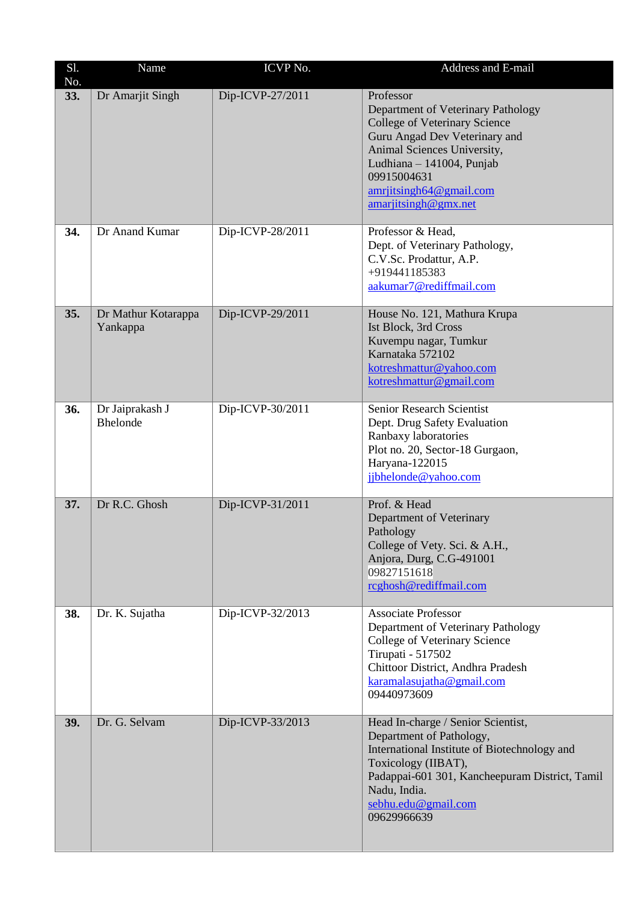| Sl. No. | Name | ICVP No. | Address and E-mail |
|---|---|---|---|
| **33.** | Dr Amarjit Singh | Dip-ICVP-27/2011 | Professor<br>Department of Veterinary Pathology<br>College of Veterinary Science<br>Guru Angad Dev Veterinary and Animal Sciences University,<br>Ludhiana – 141004, Punjab<br>09915004631<br>amrjitsingh64@gmail.com<br>amarjitsingh@gmx.net |
| **34.** | Dr Anand Kumar | Dip-ICVP-28/2011 | Professor & Head,<br>Dept. of Veterinary Pathology,<br>C.V.Sc. Prodattur, A.P.<br>+919441185383<br>aakumar7@rediffmail.com |
| **35.** | Dr Mathur Kotarappa Yankappa | Dip-ICVP-29/2011 | House No. 121, Mathura Krupa<br>Ist Block, 3rd Cross<br>Kuvempu nagar, Tumkur<br>Karnataka 572102<br>kotreshmattur@yahoo.com<br>kotreshmattur@gmail.com |
| **36.** | Dr Jaiprakash J Bhelonde | Dip-ICVP-30/2011 | Senior Research Scientist<br>Dept. Drug Safety Evaluation<br>Ranbaxy laboratories<br>Plot no. 20, Sector-18 Gurgaon,<br>Haryana-122015<br>jjbhelonde@yahoo.com |
| **37.** | Dr R.C. Ghosh | Dip-ICVP-31/2011 | Prof. & Head<br>Department of Veterinary Pathology<br>College of Vety. Sci. & A.H.,<br>Anjora, Durg, C.G-491001<br>09827151618<br>rcghosh@rediffmail.com |
| **38.** | Dr. K. Sujatha | Dip-ICVP-32/2013 | Associate Professor<br>Department of Veterinary Pathology<br>College of Veterinary Science<br>Tirupati - 517502<br>Chittoor District, Andhra Pradesh<br>karamalasujatha@gmail.com<br>09440973609 |
| **39.** | Dr. G. Selvam | Dip-ICVP-33/2013 | Head In-charge / Senior Scientist,<br>Department of Pathology,<br>International Institute of Biotechnology and Toxicology (IIBAT),<br>Padappai-601 301, Kancheepuram District, Tamil Nadu, India.<br>sebhu.edu@gmail.com<br>09629966639 |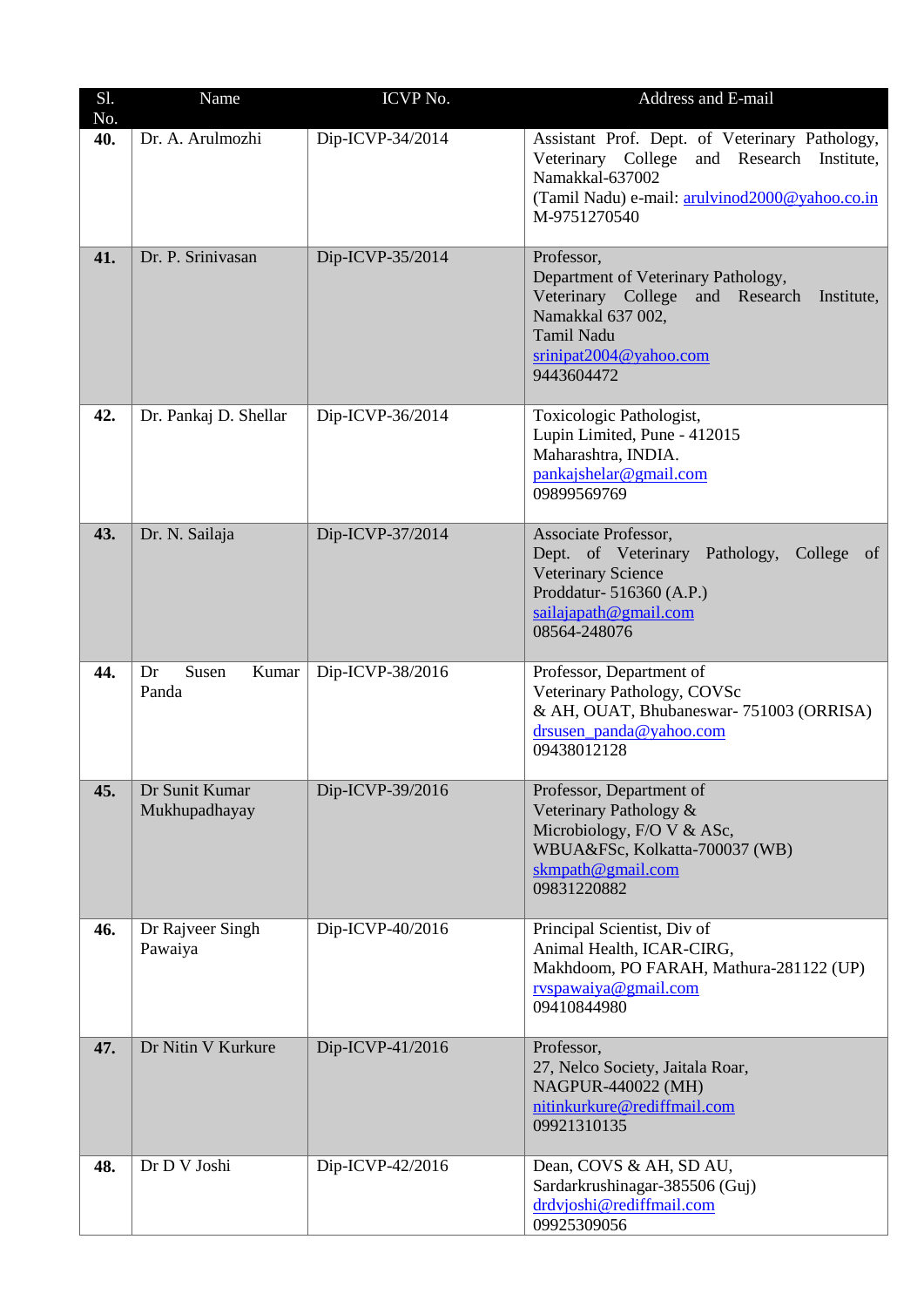| Sl. No. | Name | ICVP No. | Address and E-mail |
|---|---|---|---|
| **40.** | Dr. A. Arulmozhi | Dip-ICVP-34/2014 | Assistant Prof. Dept. of Veterinary Pathology, Veterinary College and Research Institute, Namakkal-637002 (Tamil Nadu) e-mail: arulvinod2000@yahoo.co.in M-9751270540 |
| **41.** | Dr. P. Srinivasan | Dip-ICVP-35/2014 | Professor, Department of Veterinary Pathology, Veterinary College and Research Institute, Namakkal 637 002, Tamil Nadu srinipat2004@yahoo.com 9443604472 |
| **42.** | Dr. Pankaj D. Shellar | Dip-ICVP-36/2014 | Toxicologic Pathologist, Lupin Limited, Pune - 412015 Maharashtra, INDIA. pankajshelar@gmail.com 09899569769 |
| **43.** | Dr. N. Sailaja | Dip-ICVP-37/2014 | Associate Professor, Dept. of Veterinary Pathology, College of Veterinary Science Proddatur- 516360 (A.P.) sailajapath@gmail.com 08564-248076 |
| **44.** | Dr Susen Kumar Panda | Dip-ICVP-38/2016 | Professor, Department of Veterinary Pathology, COVSc & AH, OUAT, Bhubaneswar- 751003 (ORRISA) drsusen_panda@yahoo.com 09438012128 |
| **45.** | Dr Sunit Kumar Mukhupadhayay | Dip-ICVP-39/2016 | Professor, Department of Veterinary Pathology & Microbiology, F/O V & ASc, WBUA&FSc, Kolkatta-700037 (WB) skmpath@gmail.com 09831220882 |
| **46.** | Dr Rajveer Singh Pawaiya | Dip-ICVP-40/2016 | Principal Scientist, Div of Animal Health, ICAR-CIRG, Makhdoom, PO FARAH, Mathura-281122 (UP) rvspawaiya@gmail.com 09410844980 |
| **47.** | Dr Nitin V Kurkure | Dip-ICVP-41/2016 | Professor, 27, Nelco Society, Jaitala Roar, NAGPUR-440022 (MH) nitinkurkure@rediffmail.com 09921310135 |
| **48.** | Dr D V Joshi | Dip-ICVP-42/2016 | Dean, COVS & AH, SD AU, Sardarkrushinagar-385506 (Guj) drdvjoshi@rediffmail.com 09925309056 |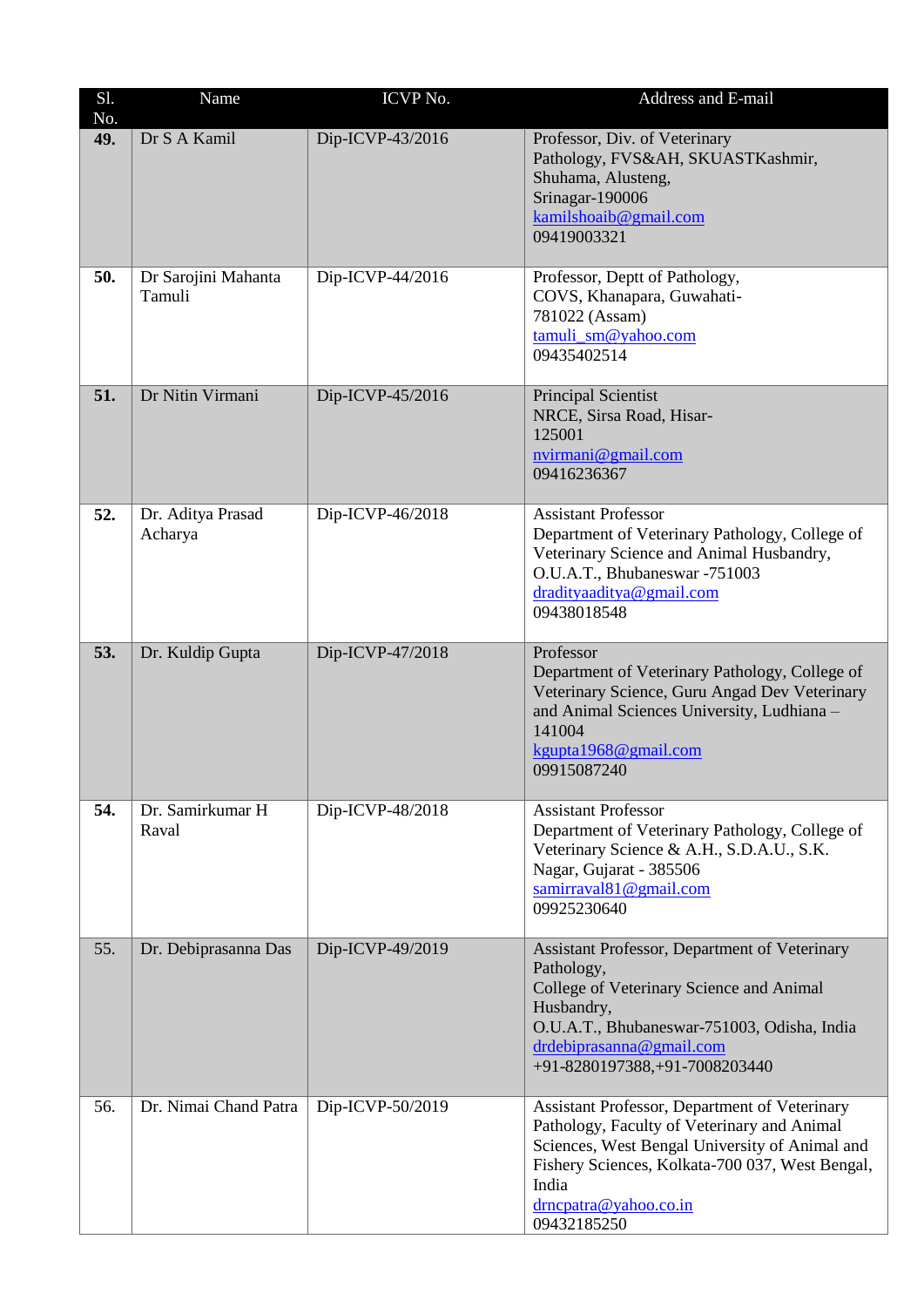| Sl. No. | Name | ICVP No. | Address and E-mail |
|---|---|---|---|
| **49.** | Dr S A Kamil | Dip-ICVP-43/2016 | Professor, Div. of Veterinary Pathology, FVS&AH, SKUASTKashmir, Shuhama, Alusteng, Srinagar-190006 kamilshoaib@gmail.com 09419003321 |
| **50.** | Dr Sarojini Mahanta Tamuli | Dip-ICVP-44/2016 | Professor, Deptt of Pathology, COVS, Khanapara, Guwahati-781022 (Assam) tamuli_sm@yahoo.com 09435402514 |
| **51.** | Dr Nitin Virmani | Dip-ICVP-45/2016 | Principal Scientist NRCE, Sirsa Road, Hisar-125001 nvirmani@gmail.com 09416236367 |
| **52.** | Dr. Aditya Prasad Acharya | Dip-ICVP-46/2018 | Assistant Professor Department of Veterinary Pathology, College of Veterinary Science and Animal Husbandry, O.U.A.T., Bhubaneswar -751003 dradityaaditya@gmail.com 09438018548 |
| **53.** | Dr. Kuldip Gupta | Dip-ICVP-47/2018 | Professor Department of Veterinary Pathology, College of Veterinary Science, Guru Angad Dev Veterinary and Animal Sciences University, Ludhiana – 141004 kgupta1968@gmail.com 09915087240 |
| **54.** | Dr. Samirkumar H Raval | Dip-ICVP-48/2018 | Assistant Professor Department of Veterinary Pathology, College of Veterinary Science & A.H., S.D.A.U., S.K. Nagar, Gujarat - 385506 samirraval81@gmail.com 09925230640 |
| 55. | Dr. Debiprasanna Das | Dip-ICVP-49/2019 | Assistant Professor, Department of Veterinary Pathology, College of Veterinary Science and Animal Husbandry, O.U.A.T., Bhubaneswar-751003, Odisha, India drdebiprasanna@gmail.com +91-8280197388,+91-7008203440 |
| 56. | Dr. Nimai Chand Patra | Dip-ICVP-50/2019 | Assistant Professor, Department of Veterinary Pathology, Faculty of Veterinary and Animal Sciences, West Bengal University of Animal and Fishery Sciences, Kolkata-700 037, West Bengal, India drncpatra@yahoo.co.in 09432185250 |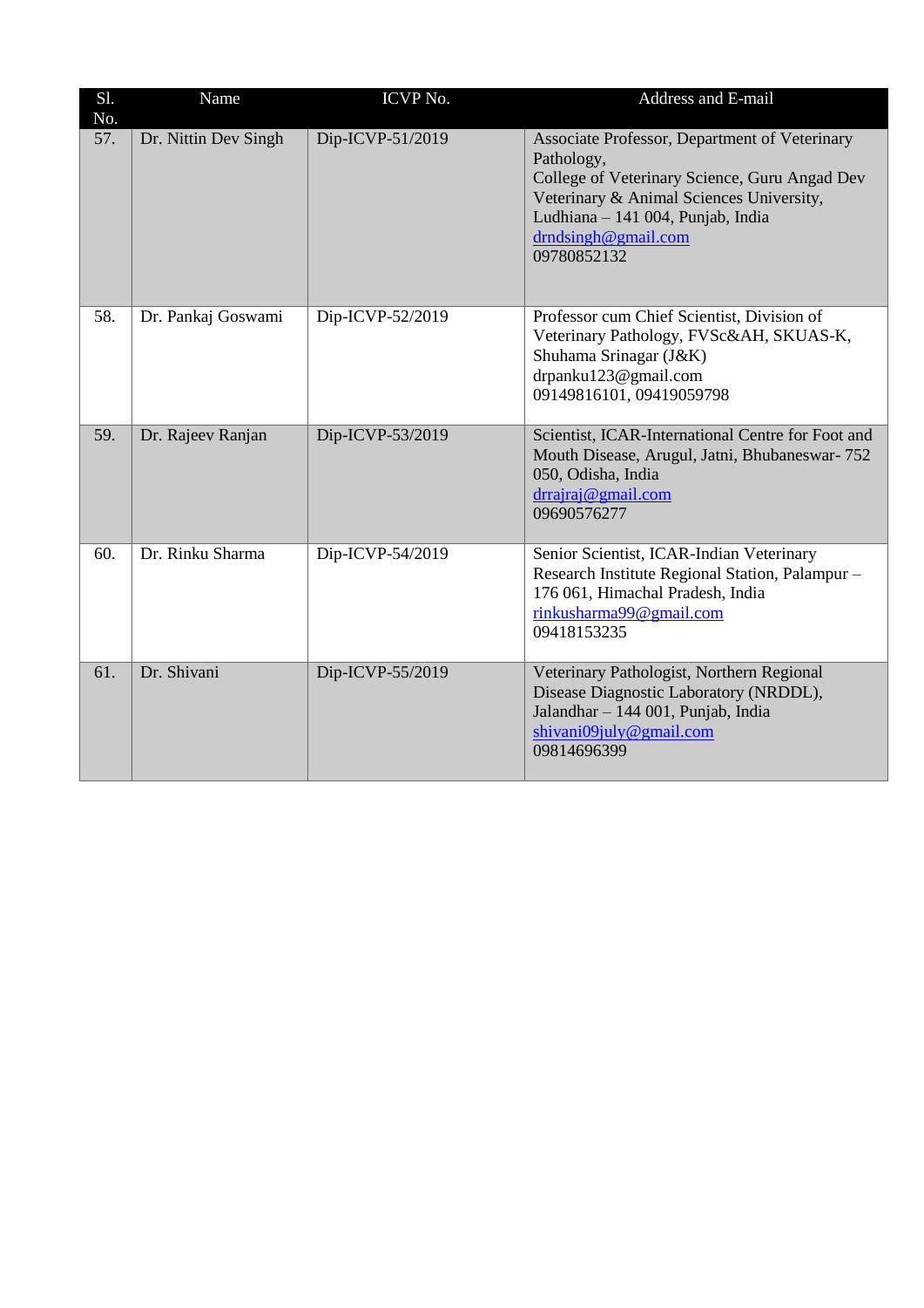| Sl. No. | Name | ICVP No. | Address and E-mail |
|---|---|---|---|
| 57. | Dr. Nittin Dev Singh | Dip-ICVP-51/2019 | Associate Professor, Department of Veterinary Pathology, College of Veterinary Science, Guru Angad Dev Veterinary & Animal Sciences University, Ludhiana – 141 004, Punjab, India drndsingh@gmail.com 09780852132 |
| 58. | Dr. Pankaj Goswami | Dip-ICVP-52/2019 | Professor cum Chief Scientist, Division of Veterinary Pathology, FVSc&AH, SKUAS-K, Shuhama Srinagar (J&K) drpanku123@gmail.com 09149816101, 09419059798 |
| 59. | Dr. Rajeev Ranjan | Dip-ICVP-53/2019 | Scientist, ICAR-International Centre for Foot and Mouth Disease, Arugul, Jatni, Bhubaneswar- 752 050, Odisha, India drrajraj@gmail.com 09690576277 |
| 60. | Dr. Rinku Sharma | Dip-ICVP-54/2019 | Senior Scientist, ICAR-Indian Veterinary Research Institute Regional Station, Palampur – 176 061, Himachal Pradesh, India rinkusharma99@gmail.com 09418153235 |
| 61. | Dr. Shivani | Dip-ICVP-55/2019 | Veterinary Pathologist, Northern Regional Disease Diagnostic Laboratory (NRDDL), Jalandhar – 144 001, Punjab, India shivani09july@gmail.com 09814696399 |